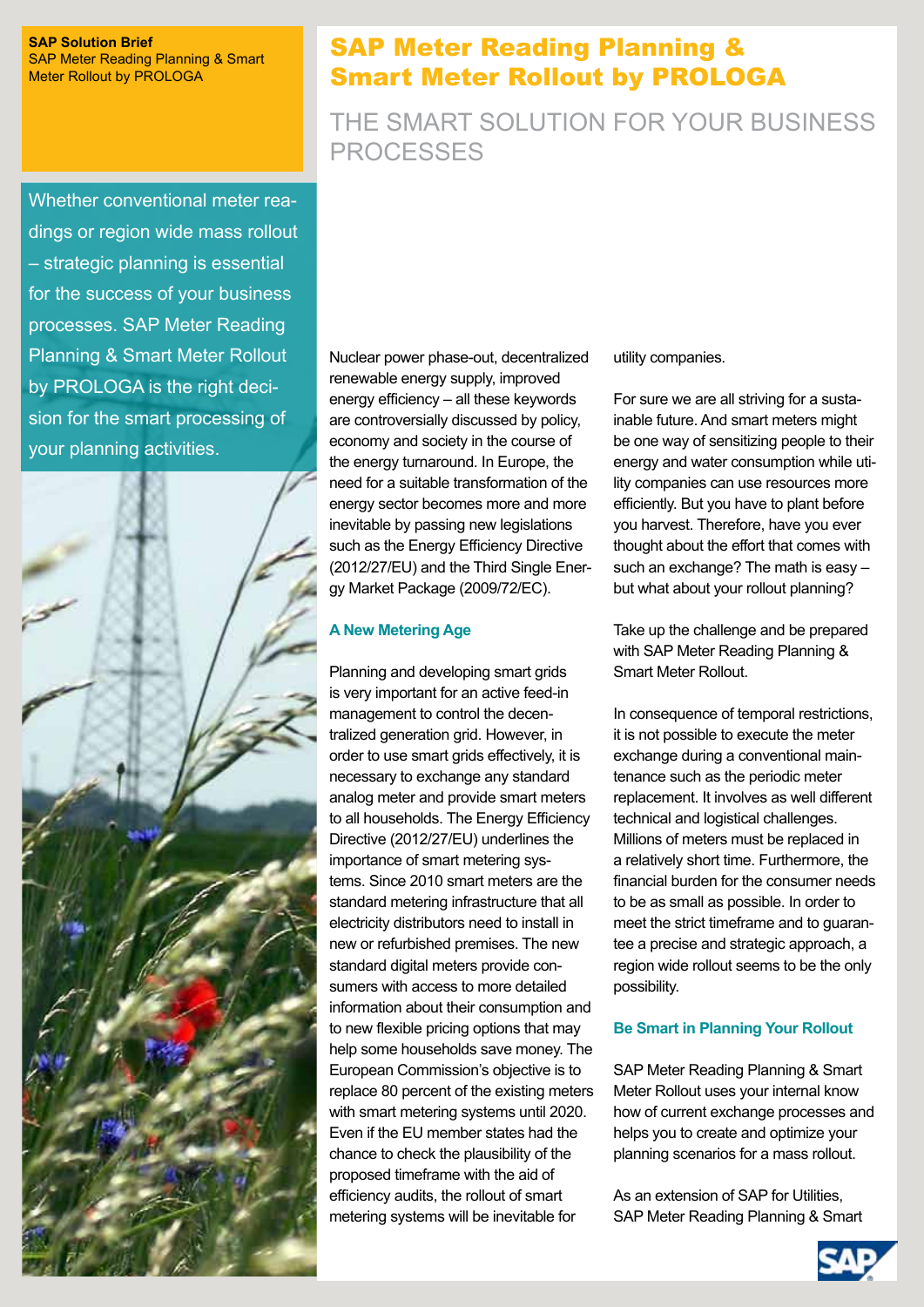**SAP Solution Brief**
SAP Meter Reading Planning & Smart Meter Rollout by PROLOGA

# SAP Meter Reading Planning & Smart Meter Rollout by PROLOGA

## THE SMART SOLUTION FOR YOUR BUSINESS PROCESSES

Whether conventional meter readings or region wide mass rollout – strategic planning is essential for the success of your business processes. SAP Meter Reading Planning & Smart Meter Rollout by PROLOGA is the right decision for the smart processing of your planning activities.

Nuclear power phase-out, decentralized renewable energy supply, improved energy efficiency – all these keywords are controversially discussed by policy, economy and society in the course of the energy turnaround. In Europe, the need for a suitable transformation of the energy sector becomes more and more inevitable by passing new legislations such as the Energy Efficiency Directive (2012/27/EU) and the Third Single Energy Market Package (2009/72/EC).

### A New Metering Age

Planning and developing smart grids is very important for an active feed-in management to control the decentralized generation grid. However, in order to use smart grids effectively, it is necessary to exchange any standard analog meter and provide smart meters to all households. The Energy Efficiency Directive (2012/27/EU) underlines the importance of smart metering systems. Since 2010 smart meters are the standard metering infrastructure that all electricity distributors need to install in new or refurbished premises. The new standard digital meters provide consumers with access to more detailed information about their consumption and to new flexible pricing options that may help some households save money. The European Commission's objective is to replace 80 percent of the existing meters with smart metering systems until 2020. Even if the EU member states had the chance to check the plausibility of the proposed timeframe with the aid of efficiency audits, the rollout of smart metering systems will be inevitable for utility companies.

For sure we are all striving for a sustainable future. And smart meters might be one way of sensitizing people to their energy and water consumption while utility companies can use resources more efficiently. But you have to plant before you harvest. Therefore, have you ever thought about the effort that comes with such an exchange? The math is easy – but what about your rollout planning?

Take up the challenge and be prepared with SAP Meter Reading Planning & Smart Meter Rollout.

In consequence of temporal restrictions, it is not possible to execute the meter exchange during a conventional maintenance such as the periodic meter replacement. It involves as well different technical and logistical challenges. Millions of meters must be replaced in a relatively short time. Furthermore, the financial burden for the consumer needs to be as small as possible. In order to meet the strict timeframe and to guarantee a precise and strategic approach, a region wide rollout seems to be the only possibility.

### Be Smart in Planning Your Rollout

SAP Meter Reading Planning & Smart Meter Rollout uses your internal know how of current exchange processes and helps you to create and optimize your planning scenarios for a mass rollout.

As an extension of SAP for Utilities, SAP Meter Reading Planning & Smart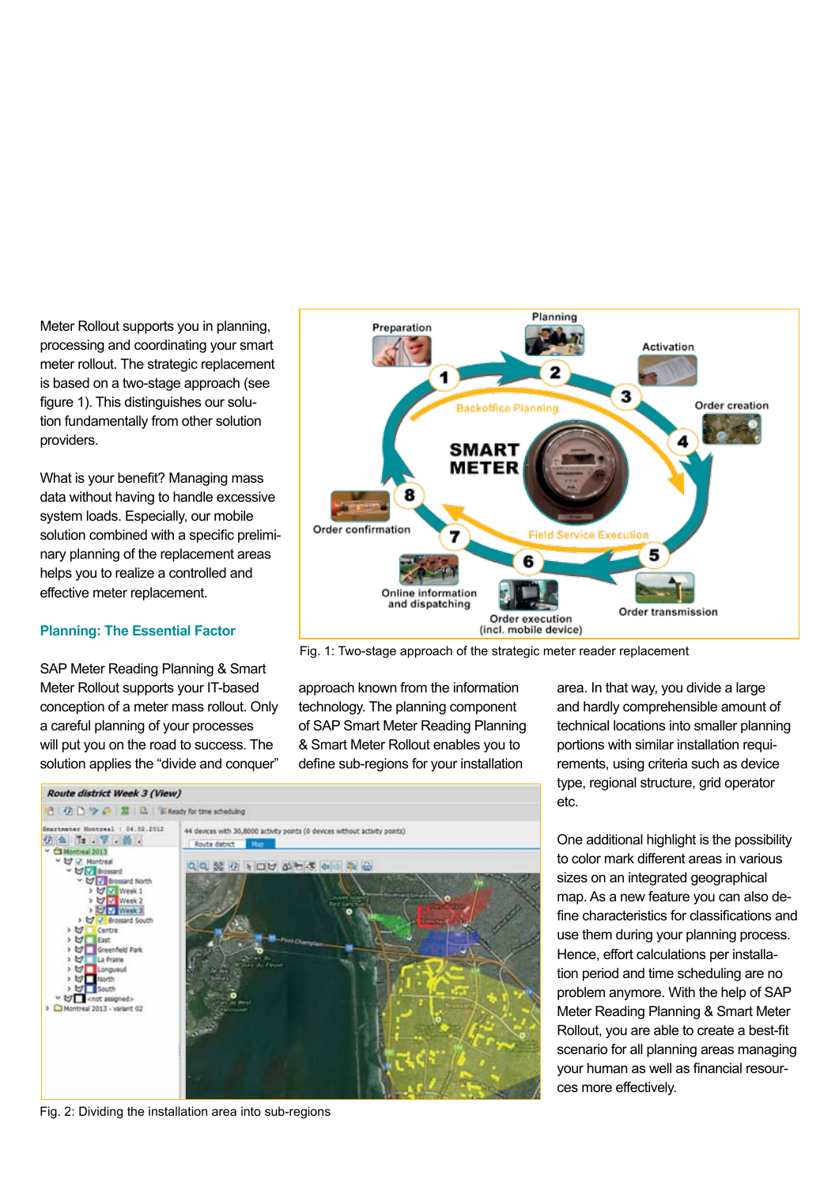Meter Rollout supports you in planning, processing and coordinating your smart meter rollout. The strategic replacement is based on a two-stage approach (see figure 1). This distinguishes our solution fundamentally from other solution providers.

What is your benefit? Managing mass data without having to handle excessive system loads. Especially, our mobile solution combined with a specific preliminary planning of the replacement areas helps you to realize a controlled and effective meter replacement.

## Planning: The Essential Factor

SAP Meter Reading Planning & Smart Meter Rollout supports your IT-based conception of a meter mass rollout. Only a careful planning of your processes will put you on the road to success. The solution applies the “divide and conquer” approach known from the information technology. The planning component of SAP Smart Meter Reading Planning & Smart Meter Rollout enables you to define sub-regions for your installation area. In that way, you divide a large and hardly comprehensible amount of technical locations into smaller planning portions with similar installation requirements, using criteria such as device type, regional structure, grid operator etc.

One additional highlight is the possibility to color mark different areas in various sizes on an integrated geographical map. As a new feature you can also define characteristics for classifications and use them during your planning process. Hence, effort calculations per installation period and time scheduling are no problem anymore. With the help of SAP Meter Reading Planning & Smart Meter Rollout, you are able to create a best-fit scenario for all planning areas managing your human as well as financial resources more effectively.

Fig. 1: Two-stage approach of the strategic meter reader replacement

Fig. 2: Dividing the installation area into sub-regions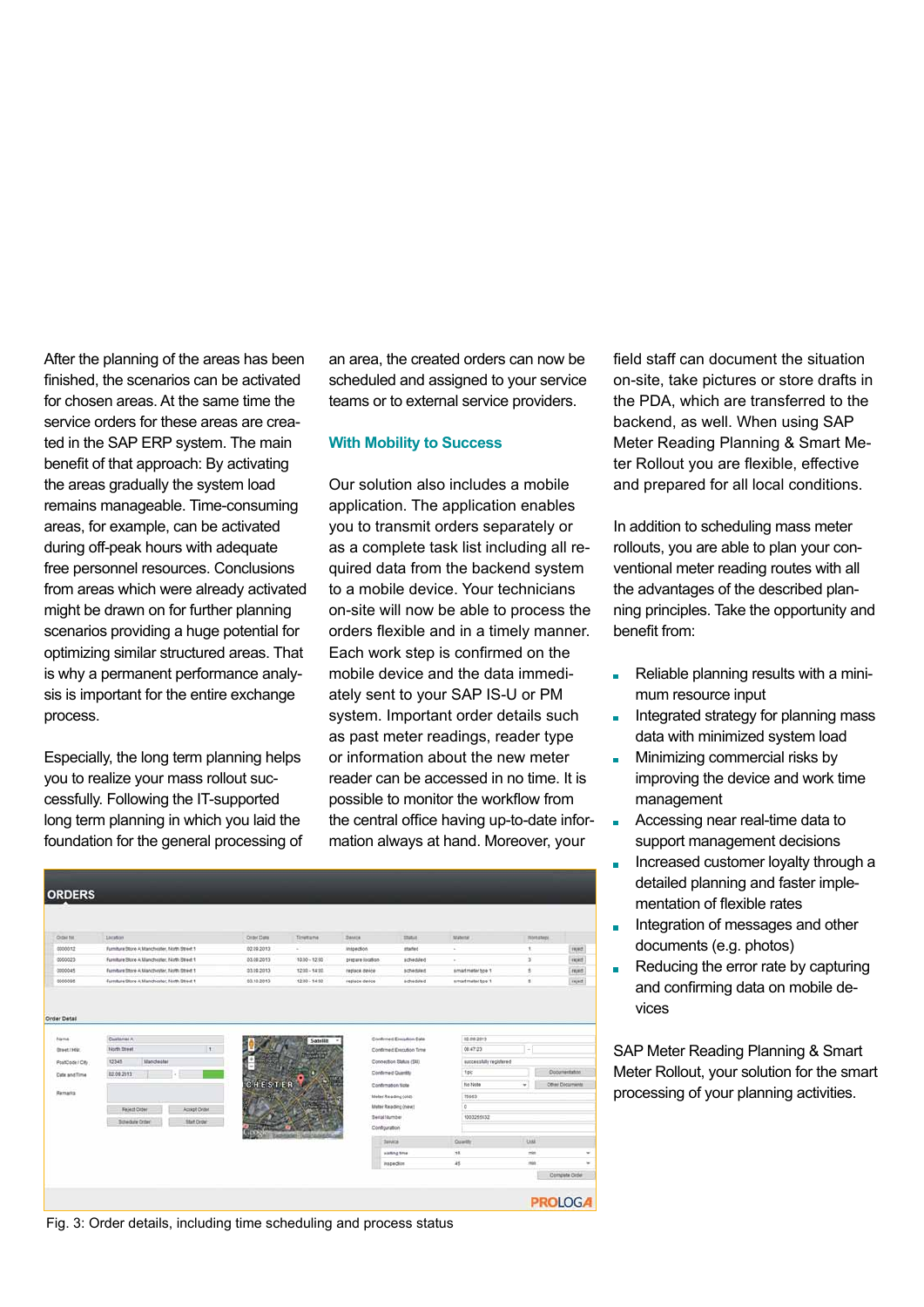After the planning of the areas has been finished, the scenarios can be activated for chosen areas. At the same time the service orders for these areas are created in the SAP ERP system. The main benefit of that approach: By activating the areas gradually the system load remains manageable. Time-consuming areas, for example, can be activated during off-peak hours with adequate free personnel resources. Conclusions from areas which were already activated might be drawn on for further planning scenarios providing a huge potential for optimizing similar structured areas. That is why a permanent performance analysis is important for the entire exchange process.

Especially, the long term planning helps you to realize your mass rollout successfully. Following the IT-supported long term planning in which you laid the foundation for the general processing of an area, the created orders can now be scheduled and assigned to your service teams or to external service providers.

## With Mobility to Success

Our solution also includes a mobile application. The application enables you to transmit orders separately or as a complete task list including all required data from the backend system to a mobile device. Your technicians on-site will now be able to process the orders flexible and in a timely manner. Each work step is confirmed on the mobile device and the data immediately sent to your SAP IS-U or PM system. Important order details such as past meter readings, reader type or information about the new meter reader can be accessed in no time. It is possible to monitor the workflow from the central office having up-to-date information always at hand. Moreover, your field staff can document the situation on-site, take pictures or store drafts in the PDA, which are transferred to the backend, as well. When using SAP Meter Reading Planning & Smart Meter Rollout you are flexible, effective and prepared for all local conditions.

In addition to scheduling mass meter rollouts, you are able to plan your conventional meter reading routes with all the advantages of the described planning principles. Take the opportunity and benefit from:

- Reliable planning results with a minimum resource input
- Integrated strategy for planning mass data with minimized system load
- Minimizing commercial risks by improving the device and work time management
- Accessing near real-time data to support management decisions
- Increased customer loyalty through a detailed planning and faster implementation of flexible rates
- Integration of messages and other documents (e.g. photos)
- Reducing the error rate by capturing and confirming data on mobile devices

SAP Meter Reading Planning & Smart Meter Rollout, your solution for the smart processing of your planning activities.

Fig. 3: Order details, including time scheduling and process status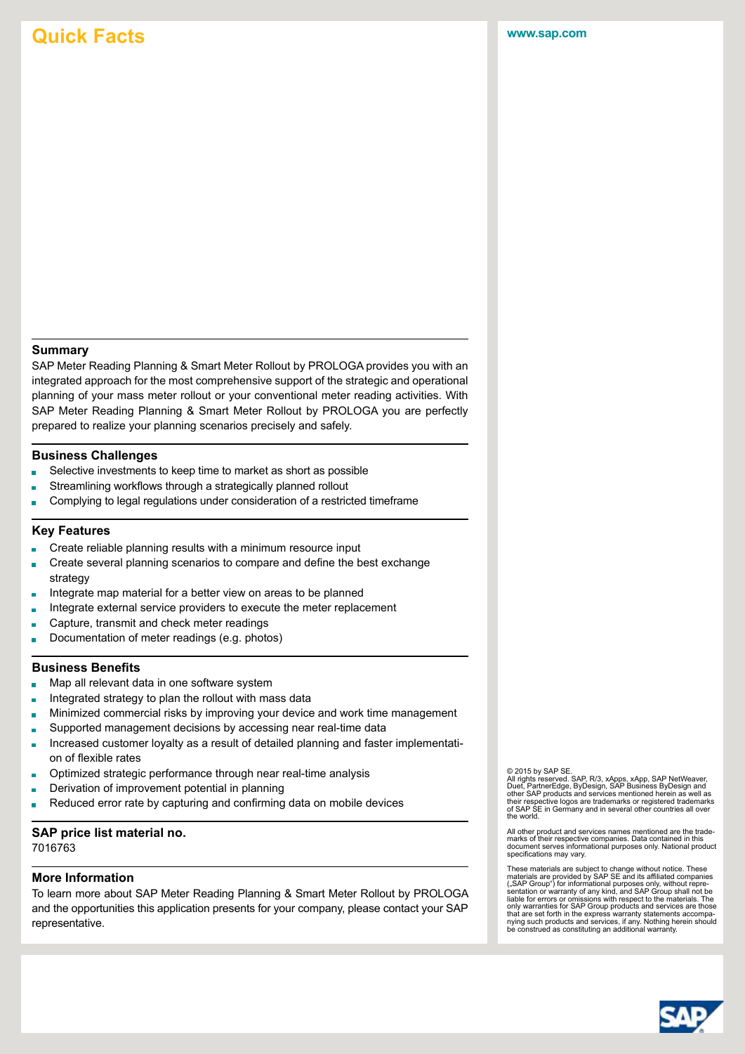# Quick Facts

www.sap.com

## Summary

SAP Meter Reading Planning & Smart Meter Rollout by PROLOGA provides you with an integrated approach for the most comprehensive support of the strategic and operational planning of your mass meter rollout or your conventional meter reading activities. With SAP Meter Reading Planning & Smart Meter Rollout by PROLOGA you are perfectly prepared to realize your planning scenarios precisely and safely.

## Business Challenges

- Selective investments to keep time to market as short as possible
- Streamlining workflows through a strategically planned rollout
- Complying to legal regulations under consideration of a restricted timeframe

## Key Features

- Create reliable planning results with a minimum resource input
- Create several planning scenarios to compare and define the best exchange strategy
- Integrate map material for a better view on areas to be planned
- Integrate external service providers to execute the meter replacement
- Capture, transmit and check meter readings
- Documentation of meter readings (e.g. photos)

## Business Benefits

- Map all relevant data in one software system
- Integrated strategy to plan the rollout with mass data
- Minimized commercial risks by improving your device and work time management
- Supported management decisions by accessing near real-time data
- Increased customer loyalty as a result of detailed planning and faster implementation of flexible rates
- Optimized strategic performance through near real-time analysis
- Derivation of improvement potential in planning
- Reduced error rate by capturing and confirming data on mobile devices

## SAP price list material no.

7016763

## More Information

To learn more about SAP Meter Reading Planning & Smart Meter Rollout by PROLOGA and the opportunities this application presents for your company, please contact your SAP representative.

© 2015 by SAP SE.
All rights reserved. SAP, R/3, xApps, xApp, SAP NetWeaver, Duet, PartnerEdge, ByDesign, SAP Business ByDesign and other SAP products and services mentioned herein as well as their respective logos are trademarks or registered trademarks of SAP SE in Germany and in several other countries all over the world.

All other product and services names mentioned are the trademarks of their respective companies. Data contained in this document serves informational purposes only. National product specifications may vary.

These materials are subject to change without notice. These materials are provided by SAP SE and its affiliated companies („SAP Group") for informational purposes only, without representation or warranty of any kind, and SAP Group shall not be liable for errors or omissions with respect to the materials. The only warranties for SAP Group products and services are those that are set forth in the express warranty statements accompanying such products and services, if any. Nothing herein should be construed as constituting an additional warranty.